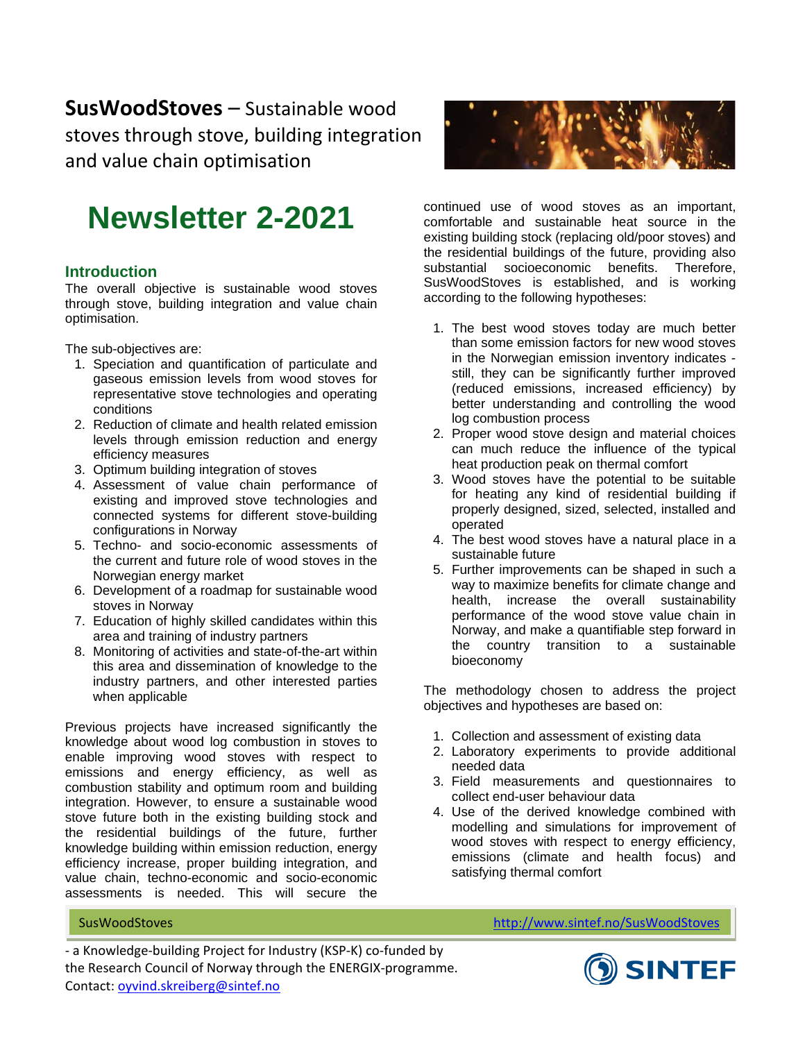**SusWoodStoves** – Sustainable wood stoves through stove, building integration and value chain optimisation

# Newsletter 2-2021

## Introduction

The overall objective is sustainable wood stoves through stove, building integration and value chain optimisation.

The sub-objectives are:

1. Speciation and quantification of particulate and gaseous emission levels from wood stoves for representative stove technologies and operating conditions
2. Reduction of climate and health related emission levels through emission reduction and energy efficiency measures
3. Optimum building integration of stoves
4. Assessment of value chain performance of existing and improved stove technologies and connected systems for different stove-building configurations in Norway
5. Techno- and socio-economic assessments of the current and future role of wood stoves in the Norwegian energy market
6. Development of a roadmap for sustainable wood stoves in Norway
7. Education of highly skilled candidates within this area and training of industry partners
8. Monitoring of activities and state-of-the-art within this area and dissemination of knowledge to the industry partners, and other interested parties when applicable

Previous projects have increased significantly the knowledge about wood log combustion in stoves to enable improving wood stoves with respect to emissions and energy efficiency, as well as combustion stability and optimum room and building integration. However, to ensure a sustainable wood stove future both in the existing building stock and the residential buildings of the future, further knowledge building within emission reduction, energy efficiency increase, proper building integration, and value chain, techno-economic and socio-economic assessments is needed. This will secure the continued use of wood stoves as an important, comfortable and sustainable heat source in the existing building stock (replacing old/poor stoves) and the residential buildings of the future, providing also substantial socioeconomic benefits. Therefore, SusWoodStoves is established, and is working according to the following hypotheses:

1. The best wood stoves today are much better than some emission factors for new wood stoves in the Norwegian emission inventory indicates - still, they can be significantly further improved (reduced emissions, increased efficiency) by better understanding and controlling the wood log combustion process
2. Proper wood stove design and material choices can much reduce the influence of the typical heat production peak on thermal comfort
3. Wood stoves have the potential to be suitable for heating any kind of residential building if properly designed, sized, selected, installed and operated
4. The best wood stoves have a natural place in a sustainable future
5. Further improvements can be shaped in such a way to maximize benefits for climate change and health, increase the overall sustainability performance of the wood stove value chain in Norway, and make a quantifiable step forward in the country transition to a sustainable bioeconomy

The methodology chosen to address the project objectives and hypotheses are based on:

1. Collection and assessment of existing data
2. Laboratory experiments to provide additional needed data
3. Field measurements and questionnaires to collect end-user behaviour data
4. Use of the derived knowledge combined with modelling and simulations for improvement of wood stoves with respect to energy efficiency, emissions (climate and health focus) and satisfying thermal comfort

SusWoodStoves http://www.sintef.no/SusWoodStoves

- a Knowledge-building Project for Industry (KSP-K) co-funded by the Research Council of Norway through the ENERGIX-programme.
Contact: oyvind.skreiberg@sintef.no

SINTEF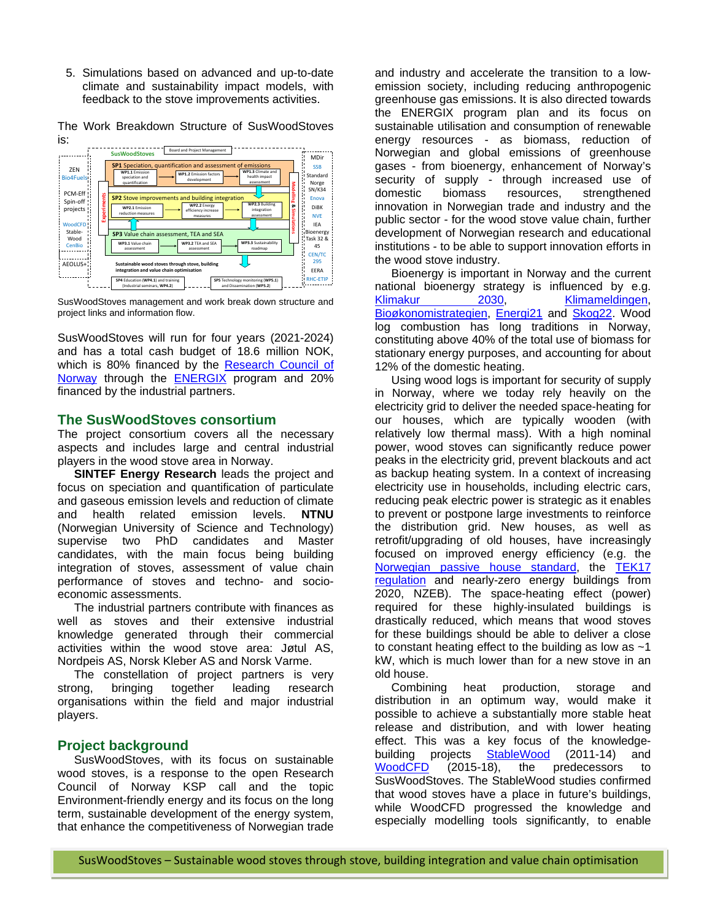5. Simulations based on advanced and up-to-date climate and sustainability impact models, with feedback to the stove improvements activities.

The Work Breakdown Structure of SusWoodStoves is:

SusWoodStoves
Board and Project Management
ZEN
Bio4Fuels
PCM-Eff
Spin-off projects
WoodCFD
Stable-Wood
CenBio
AEOLUS+
Experiments
SP1 Speciation, quantification and assessment of emissions
WP1.1 Emission speciation and quantification
WP1.2 Emission factors development
WP1.3 Climate and health impact assessment
SP2 Stove improvements and building integration
WP2.1 Emission reduction measures
WP2.2 Energy efficiency increase measures
WP2.3 Building integration assessment
SP3 Value chain assessment, TEA and SEA
WP3.1 Value chain assessment
WP3.2 TEA and SEA assessment
WP3.3 Sustainability roadmap
Sustainable wood stoves through stove, building integration and value chain optimisation
SP4 Education (WP4.1) and training (Industrial seminars, WP4.2)
SP5 Technology monitoring (WP5.1) and Dissemination (WP5.2)
Modelling & Simulations
MDir
SSB
Standard Norge SN/K34
Enova
DiBK
NVE
IEA Bioenergy Task 32 & 45
CEN/TC 295
EERA
RHC-ETIP

SusWoodStoves management and work break down structure and project links and information flow.

SusWoodStoves will run for four years (2021-2024) and has a total cash budget of 18.6 million NOK, which is 80% financed by the Research Council of Norway through the ENERGIX program and 20% financed by the industrial partners.

## The SusWoodStoves consortium

The project consortium covers all the necessary aspects and includes large and central industrial players in the wood stove area in Norway.

**SINTEF Energy Research** leads the project and focus on speciation and quantification of particulate and gaseous emission levels and reduction of climate and health related emission levels. **NTNU** (Norwegian University of Science and Technology) supervise two PhD candidates and Master candidates, with the main focus being building integration of stoves, assessment of value chain performance of stoves and techno- and socio-economic assessments.

The industrial partners contribute with finances as well as stoves and their extensive industrial knowledge generated through their commercial activities within the wood stove area: Jøtul AS, Nordpeis AS, Norsk Kleber AS and Norsk Varme.

The constellation of project partners is very strong, bringing together leading research organisations within the field and major industrial players.

## Project background

SusWoodStoves, with its focus on sustainable wood stoves, is a response to the open Research Council of Norway KSP call and the topic Environment-friendly energy and its focus on the long term, sustainable development of the energy system, that enhance the competitiveness of Norwegian trade and industry and accelerate the transition to a low-emission society, including reducing anthropogenic greenhouse gas emissions. It is also directed towards the ENERGIX program plan and its focus on sustainable utilisation and consumption of renewable energy resources - as biomass, reduction of Norwegian and global emissions of greenhouse gases - from bioenergy, enhancement of Norway's security of supply - through increased use of domestic biomass resources, strengthened innovation in Norwegian trade and industry and the public sector - for the wood stove value chain, further development of Norwegian research and educational institutions - to be able to support innovation efforts in the wood stove industry.

Bioenergy is important in Norway and the current national bioenergy strategy is influenced by e.g. Klimakur 2030, Klimameldingen, Bioøkonomistrategien, Energi21 and Skog22. Wood log combustion has long traditions in Norway, constituting above 40% of the total use of biomass for stationary energy purposes, and accounting for about 12% of the domestic heating.

Using wood logs is important for security of supply in Norway, where we today rely heavily on the electricity grid to deliver the needed space-heating for our houses, which are typically wooden (with relatively low thermal mass). With a high nominal power, wood stoves can significantly reduce power peaks in the electricity grid, prevent blackouts and act as backup heating system. In a context of increasing electricity use in households, including electric cars, reducing peak electric power is strategic as it enables to prevent or postpone large investments to reinforce the distribution grid. New houses, as well as retrofit/upgrading of old houses, have increasingly focused on improved energy efficiency (e.g. the Norwegian passive house standard, the TEK17 regulation and nearly-zero energy buildings from 2020, NZEB). The space-heating effect (power) required for these highly-insulated buildings is drastically reduced, which means that wood stoves for these buildings should be able to deliver a close to constant heating effect to the building as low as ~1 kW, which is much lower than for a new stove in an old house.

Combining heat production, storage and distribution in an optimum way, would make it possible to achieve a substantially more stable heat release and distribution, and with lower heating effect. This was a key focus of the knowledge-building projects StableWood (2011-14) and WoodCFD (2015-18), the predecessors to SusWoodStoves. The StableWood studies confirmed that wood stoves have a place in future's buildings, while WoodCFD progressed the knowledge and especially modelling tools significantly, to enable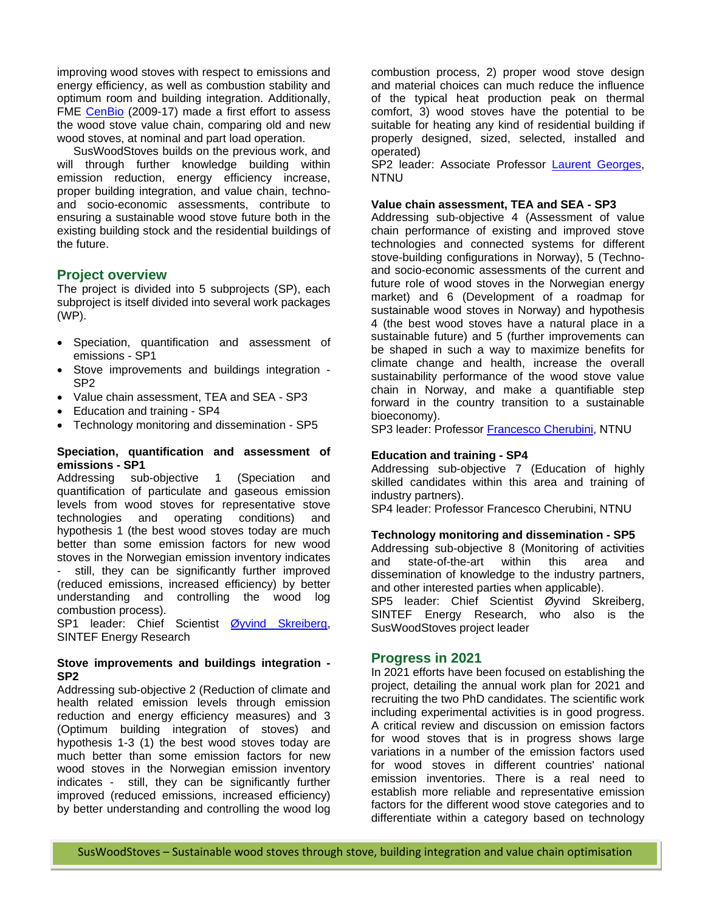improving wood stoves with respect to emissions and energy efficiency, as well as combustion stability and optimum room and building integration. Additionally, FME CenBio (2009-17) made a first effort to assess the wood stove value chain, comparing old and new wood stoves, at nominal and part load operation.

SusWoodStoves builds on the previous work, and will through further knowledge building within emission reduction, energy efficiency increase, proper building integration, and value chain, techno- and socio-economic assessments, contribute to ensuring a sustainable wood stove future both in the existing building stock and the residential buildings of the future.

## Project overview

The project is divided into 5 subprojects (SP), each subproject is itself divided into several work packages (WP).

- Speciation, quantification and assessment of emissions - SP1
- Stove improvements and buildings integration - SP2
- Value chain assessment, TEA and SEA - SP3
- Education and training - SP4
- Technology monitoring and dissemination - SP5

**Speciation, quantification and assessment of emissions - SP1**

Addressing sub-objective 1 (Speciation and quantification of particulate and gaseous emission levels from wood stoves for representative stove technologies and operating conditions) and hypothesis 1 (the best wood stoves today are much better than some emission factors for new wood stoves in the Norwegian emission inventory indicates - still, they can be significantly further improved (reduced emissions, increased efficiency) by better understanding and controlling the wood log combustion process).

SP1 leader: Chief Scientist Øyvind Skreiberg, SINTEF Energy Research

**Stove improvements and buildings integration - SP2**

Addressing sub-objective 2 (Reduction of climate and health related emission levels through emission reduction and energy efficiency measures) and 3 (Optimum building integration of stoves) and hypothesis 1-3 (1) the best wood stoves today are much better than some emission factors for new wood stoves in the Norwegian emission inventory indicates - still, they can be significantly further improved (reduced emissions, increased efficiency) by better understanding and controlling the wood log combustion process, 2) proper wood stove design and material choices can much reduce the influence of the typical heat production peak on thermal comfort, 3) wood stoves have the potential to be suitable for heating any kind of residential building if properly designed, sized, selected, installed and operated)

SP2 leader: Associate Professor Laurent Georges, NTNU

**Value chain assessment, TEA and SEA - SP3**

Addressing sub-objective 4 (Assessment of value chain performance of existing and improved stove technologies and connected systems for different stove-building configurations in Norway), 5 (Techno- and socio-economic assessments of the current and future role of wood stoves in the Norwegian energy market) and 6 (Development of a roadmap for sustainable wood stoves in Norway) and hypothesis 4 (the best wood stoves have a natural place in a sustainable future) and 5 (further improvements can be shaped in such a way to maximize benefits for climate change and health, increase the overall sustainability performance of the wood stove value chain in Norway, and make a quantifiable step forward in the country transition to a sustainable bioeconomy).

SP3 leader: Professor Francesco Cherubini, NTNU

**Education and training - SP4**

Addressing sub-objective 7 (Education of highly skilled candidates within this area and training of industry partners).

SP4 leader: Professor Francesco Cherubini, NTNU

**Technology monitoring and dissemination - SP5**

Addressing sub-objective 8 (Monitoring of activities and state-of-the-art within this area and dissemination of knowledge to the industry partners, and other interested parties when applicable).

SP5 leader: Chief Scientist Øyvind Skreiberg, SINTEF Energy Research, who also is the SusWoodStoves project leader

## Progress in 2021

In 2021 efforts have been focused on establishing the project, detailing the annual work plan for 2021 and recruiting the two PhD candidates. The scientific work including experimental activities is in good progress. A critical review and discussion on emission factors for wood stoves that is in progress shows large variations in a number of the emission factors used for wood stoves in different countries' national emission inventories. There is a real need to establish more reliable and representative emission factors for the different wood stove categories and to differentiate within a category based on technology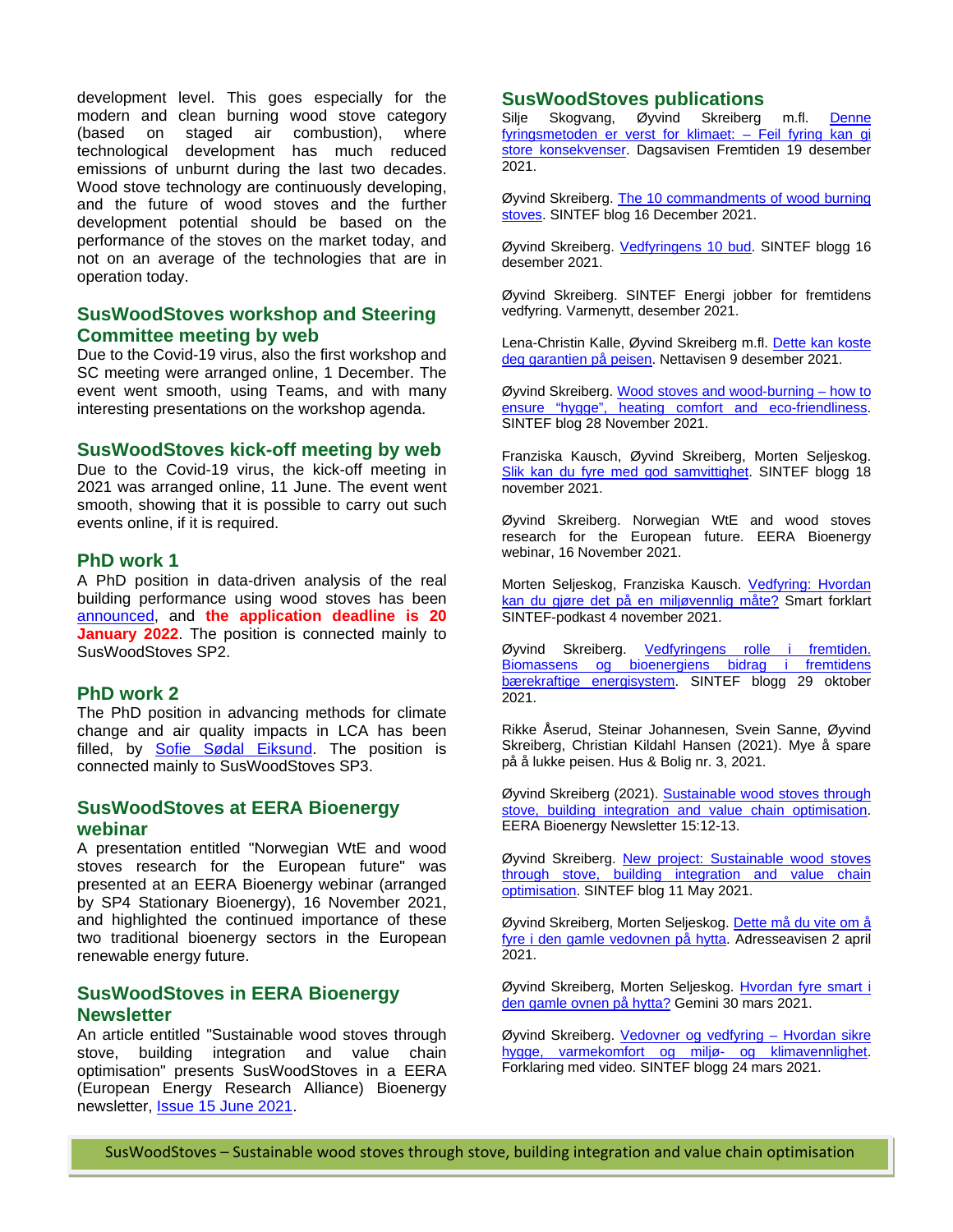development level. This goes especially for the modern and clean burning wood stove category (based on staged air combustion), where technological development has much reduced emissions of unburnt during the last two decades. Wood stove technology are continuously developing, and the future of wood stoves and the further development potential should be based on the performance of the stoves on the market today, and not on an average of the technologies that are in operation today.

## SusWoodStoves workshop and Steering Committee meeting by web

Due to the Covid-19 virus, also the first workshop and SC meeting were arranged online, 1 December. The event went smooth, using Teams, and with many interesting presentations on the workshop agenda.

## SusWoodStoves kick-off meeting by web

Due to the Covid-19 virus, the kick-off meeting in 2021 was arranged online, 11 June. The event went smooth, showing that it is possible to carry out such events online, if it is required.

## PhD work 1

A PhD position in data-driven analysis of the real building performance using wood stoves has been announced, and **the application deadline is 20 January 2022**. The position is connected mainly to SusWoodStoves SP2.

## PhD work 2

The PhD position in advancing methods for climate change and air quality impacts in LCA has been filled, by Sofie Sødal Eiksund. The position is connected mainly to SusWoodStoves SP3.

## SusWoodStoves at EERA Bioenergy webinar

A presentation entitled "Norwegian WtE and wood stoves research for the European future" was presented at an EERA Bioenergy webinar (arranged by SP4 Stationary Bioenergy), 16 November 2021, and highlighted the continued importance of these two traditional bioenergy sectors in the European renewable energy future.

## SusWoodStoves in EERA Bioenergy Newsletter

An article entitled "Sustainable wood stoves through stove, building integration and value chain optimisation" presents SusWoodStoves in a EERA (European Energy Research Alliance) Bioenergy newsletter, Issue 15 June 2021.

## SusWoodStoves publications

Silje Skogvang, Øyvind Skreiberg m.fl. Denne fyringsmetoden er verst for klimaet: – Feil fyring kan gi store konsekvenser. Dagsavisen Fremtiden 19 desember 2021.

Øyvind Skreiberg. The 10 commandments of wood burning stoves. SINTEF blog 16 December 2021.

Øyvind Skreiberg. Vedfyringens 10 bud. SINTEF blogg 16 desember 2021.

Øyvind Skreiberg. SINTEF Energi jobber for fremtidens vedfyring. Varmenytt, desember 2021.

Lena-Christin Kalle, Øyvind Skreiberg m.fl. Dette kan koste deg garantien på peisen. Nettavisen 9 desember 2021.

Øyvind Skreiberg. Wood stoves and wood-burning – how to ensure "hygge", heating comfort and eco-friendliness. SINTEF blog 28 November 2021.

Franziska Kausch, Øyvind Skreiberg, Morten Seljeskog. Slik kan du fyre med god samvittighet. SINTEF blogg 18 november 2021.

Øyvind Skreiberg. Norwegian WtE and wood stoves research for the European future. EERA Bioenergy webinar, 16 November 2021.

Morten Seljeskog, Franziska Kausch. Vedfyring: Hvordan kan du gjøre det på en miljøvennlig måte? Smart forklart SINTEF-podkast 4 november 2021.

Øyvind Skreiberg. Vedfyringens rolle i fremtiden. Biomassens og bioenergiens bidrag i fremtidens bærekraftige energisystem. SINTEF blogg 29 oktober 2021.

Rikke Åserud, Steinar Johannesen, Svein Sanne, Øyvind Skreiberg, Christian Kildahl Hansen (2021). Mye å spare på å lukke peisen. Hus & Bolig nr. 3, 2021.

Øyvind Skreiberg (2021). Sustainable wood stoves through stove, building integration and value chain optimisation. EERA Bioenergy Newsletter 15:12-13.

Øyvind Skreiberg. New project: Sustainable wood stoves through stove, building integration and value chain optimisation. SINTEF blog 11 May 2021.

Øyvind Skreiberg, Morten Seljeskog. Dette må du vite om å fyre i den gamle vedovnen på hytta. Adresseavisen 2 april 2021.

Øyvind Skreiberg, Morten Seljeskog. Hvordan fyre smart i den gamle ovnen på hytta? Gemini 30 mars 2021.

Øyvind Skreiberg. Vedovner og vedfyring – Hvordan sikre hygge, varmekomfort og miljø- og klimavennlighet. Forklaring med video. SINTEF blogg 24 mars 2021.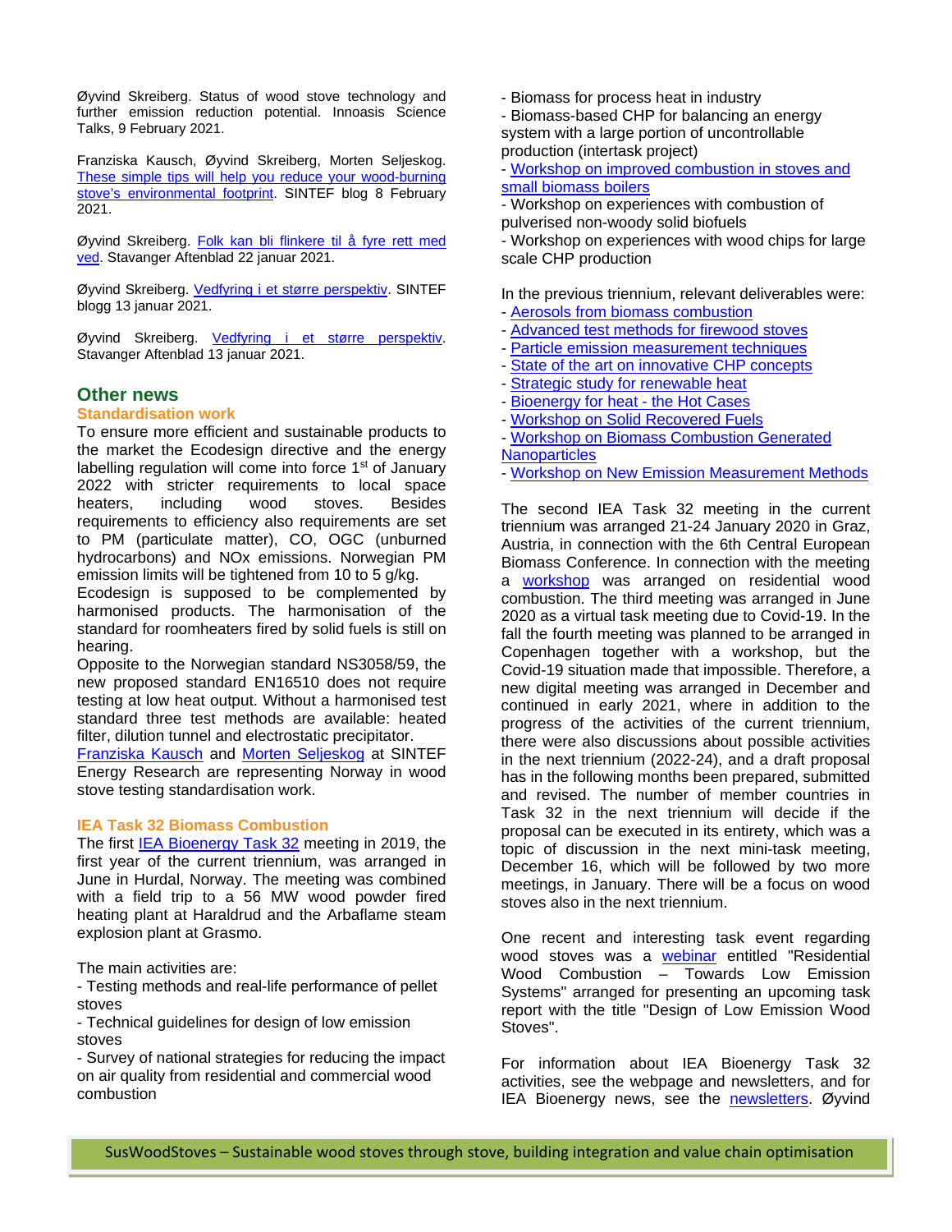Øyvind Skreiberg. Status of wood stove technology and further emission reduction potential. Innoasis Science Talks, 9 February 2021.

Franziska Kausch, Øyvind Skreiberg, Morten Seljeskog. These simple tips will help you reduce your wood-burning stove's environmental footprint. SINTEF blog 8 February 2021.

Øyvind Skreiberg. Folk kan bli flinkere til å fyre rett med ved. Stavanger Aftenblad 22 januar 2021.

Øyvind Skreiberg. Vedfyring i et større perspektiv. SINTEF blogg 13 januar 2021.

Øyvind Skreiberg. Vedfyring i et større perspektiv. Stavanger Aftenblad 13 januar 2021.

## Other news

### Standardisation work

To ensure more efficient and sustainable products to the market the Ecodesign directive and the energy labelling regulation will come into force 1st of January 2022 with stricter requirements to local space heaters, including wood stoves. Besides requirements to efficiency also requirements are set to PM (particulate matter), CO, OGC (unburned hydrocarbons) and NOx emissions. Norwegian PM emission limits will be tightened from 10 to 5 g/kg.
Ecodesign is supposed to be complemented by harmonised products. The harmonisation of the standard for roomheaters fired by solid fuels is still on hearing.
Opposite to the Norwegian standard NS3058/59, the new proposed standard EN16510 does not require testing at low heat output. Without a harmonised test standard three test methods are available: heated filter, dilution tunnel and electrostatic precipitator.
Franziska Kausch and Morten Seljeskog at SINTEF Energy Research are representing Norway in wood stove testing standardisation work.

### IEA Task 32 Biomass Combustion

The first IEA Bioenergy Task 32 meeting in 2019, the first year of the current triennium, was arranged in June in Hurdal, Norway. The meeting was combined with a field trip to a 56 MW wood powder fired heating plant at Haraldrud and the Arbaflame steam explosion plant at Grasmo.

The main activities are:
- Testing methods and real-life performance of pellet stoves
- Technical guidelines for design of low emission stoves
- Survey of national strategies for reducing the impact on air quality from residential and commercial wood combustion
- Biomass for process heat in industry
- Biomass-based CHP for balancing an energy system with a large portion of uncontrollable production (intertask project)
- Workshop on improved combustion in stoves and small biomass boilers
- Workshop on experiences with combustion of pulverised non-woody solid biofuels
- Workshop on experiences with wood chips for large scale CHP production

In the previous triennium, relevant deliverables were:
- Aerosols from biomass combustion
- Advanced test methods for firewood stoves
- Particle emission measurement techniques
- State of the art on innovative CHP concepts
- Strategic study for renewable heat
- Bioenergy for heat - the Hot Cases
- Workshop on Solid Recovered Fuels
- Workshop on Biomass Combustion Generated Nanoparticles
- Workshop on New Emission Measurement Methods

The second IEA Task 32 meeting in the current triennium was arranged 21-24 January 2020 in Graz, Austria, in connection with the 6th Central European Biomass Conference. In connection with the meeting a workshop was arranged on residential wood combustion. The third meeting was arranged in June 2020 as a virtual task meeting due to Covid-19. In the fall the fourth meeting was planned to be arranged in Copenhagen together with a workshop, but the Covid-19 situation made that impossible. Therefore, a new digital meeting was arranged in December and continued in early 2021, where in addition to the progress of the activities of the current triennium, there were also discussions about possible activities in the next triennium (2022-24), and a draft proposal has in the following months been prepared, submitted and revised. The number of member countries in Task 32 in the next triennium will decide if the proposal can be executed in its entirety, which was a topic of discussion in the next mini-task meeting, December 16, which will be followed by two more meetings, in January. There will be a focus on wood stoves also in the next triennium.

One recent and interesting task event regarding wood stoves was a webinar entitled "Residential Wood Combustion – Towards Low Emission Systems" arranged for presenting an upcoming task report with the title "Design of Low Emission Wood Stoves".

For information about IEA Bioenergy Task 32 activities, see the webpage and newsletters, and for IEA Bioenergy news, see the newsletters. Øyvind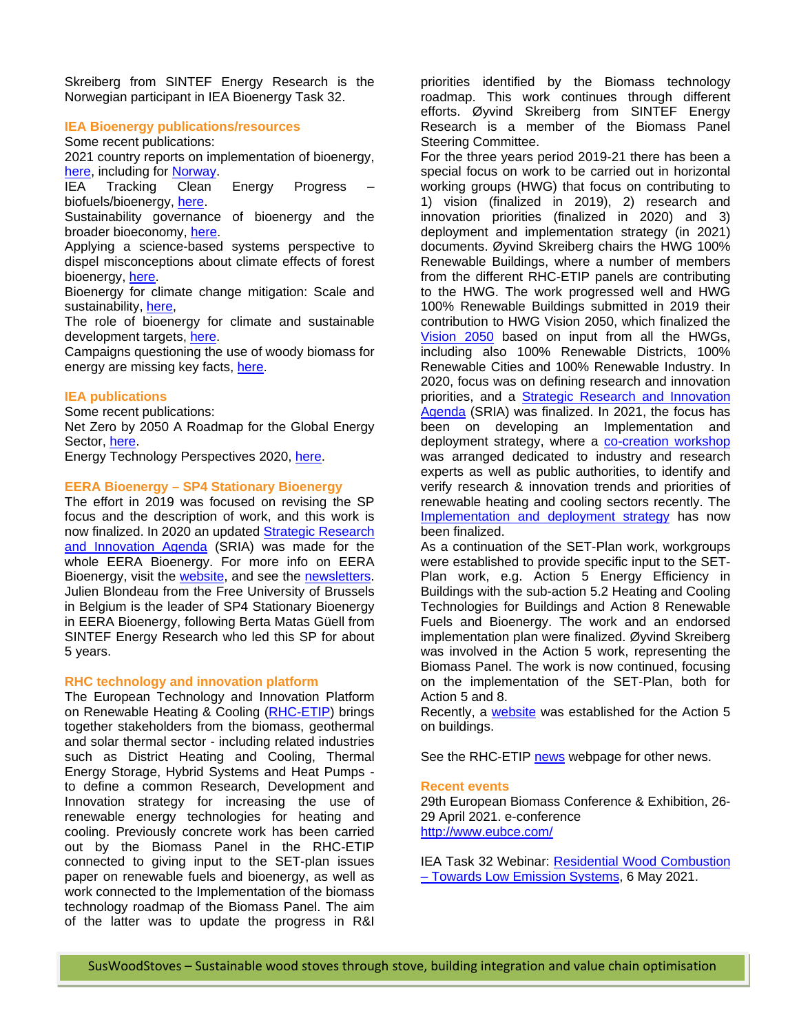Skreiberg from SINTEF Energy Research is the Norwegian participant in IEA Bioenergy Task 32.

### IEA Bioenergy publications/resources

Some recent publications:

2021 country reports on implementation of bioenergy, here, including for Norway.

IEA Tracking Clean Energy Progress – biofuels/bioenergy, here.

Sustainability governance of bioenergy and the broader bioeconomy, here.

Applying a science-based systems perspective to dispel misconceptions about climate effects of forest bioenergy, here.

Bioenergy for climate change mitigation: Scale and sustainability, here,

The role of bioenergy for climate and sustainable development targets, here.

Campaigns questioning the use of woody biomass for energy are missing key facts, here.

### IEA publications

Some recent publications:

Net Zero by 2050 A Roadmap for the Global Energy Sector, here.

Energy Technology Perspectives 2020, here.

### EERA Bioenergy – SP4 Stationary Bioenergy

The effort in 2019 was focused on revising the SP focus and the description of work, and this work is now finalized. In 2020 an updated Strategic Research and Innovation Agenda (SRIA) was made for the whole EERA Bioenergy. For more info on EERA Bioenergy, visit the website, and see the newsletters. Julien Blondeau from the Free University of Brussels in Belgium is the leader of SP4 Stationary Bioenergy in EERA Bioenergy, following Berta Matas Güell from SINTEF Energy Research who led this SP for about 5 years.

### RHC technology and innovation platform

The European Technology and Innovation Platform on Renewable Heating & Cooling (RHC-ETIP) brings together stakeholders from the biomass, geothermal and solar thermal sector - including related industries such as District Heating and Cooling, Thermal Energy Storage, Hybrid Systems and Heat Pumps - to define a common Research, Development and Innovation strategy for increasing the use of renewable energy technologies for heating and cooling. Previously concrete work has been carried out by the Biomass Panel in the RHC-ETIP connected to giving input to the SET-plan issues paper on renewable fuels and bioenergy, as well as work connected to the Implementation of the biomass technology roadmap of the Biomass Panel. The aim of the latter was to update the progress in R&I priorities identified by the Biomass technology roadmap. This work continues through different efforts. Øyvind Skreiberg from SINTEF Energy Research is a member of the Biomass Panel Steering Committee.

For the three years period 2019-21 there has been a special focus on work to be carried out in horizontal working groups (HWG) that focus on contributing to 1) vision (finalized in 2019), 2) research and innovation priorities (finalized in 2020) and 3) deployment and implementation strategy (in 2021) documents. Øyvind Skreiberg chairs the HWG 100% Renewable Buildings, where a number of members from the different RHC-ETIP panels are contributing to the HWG. The work progressed well and HWG 100% Renewable Buildings submitted in 2019 their contribution to HWG Vision 2050, which finalized the Vision 2050 based on input from all the HWGs, including also 100% Renewable Districts, 100% Renewable Cities and 100% Renewable Industry. In 2020, focus was on defining research and innovation priorities, and a Strategic Research and Innovation Agenda (SRIA) was finalized. In 2021, the focus has been on developing an Implementation and deployment strategy, where a co-creation workshop was arranged dedicated to industry and research experts as well as public authorities, to identify and verify research & innovation trends and priorities of renewable heating and cooling sectors recently. The Implementation and deployment strategy has now been finalized.

As a continuation of the SET-Plan work, workgroups were established to provide specific input to the SET-Plan work, e.g. Action 5 Energy Efficiency in Buildings with the sub-action 5.2 Heating and Cooling Technologies for Buildings and Action 8 Renewable Fuels and Bioenergy. The work and an endorsed implementation plan were finalized. Øyvind Skreiberg was involved in the Action 5 work, representing the Biomass Panel. The work is now continued, focusing on the implementation of the SET-Plan, both for Action 5 and 8.

Recently, a website was established for the Action 5 on buildings.

See the RHC-ETIP news webpage for other news.

### Recent events

29th European Biomass Conference & Exhibition, 26-29 April 2021. e-conference
http://www.eubce.com/

IEA Task 32 Webinar: Residential Wood Combustion – Towards Low Emission Systems, 6 May 2021.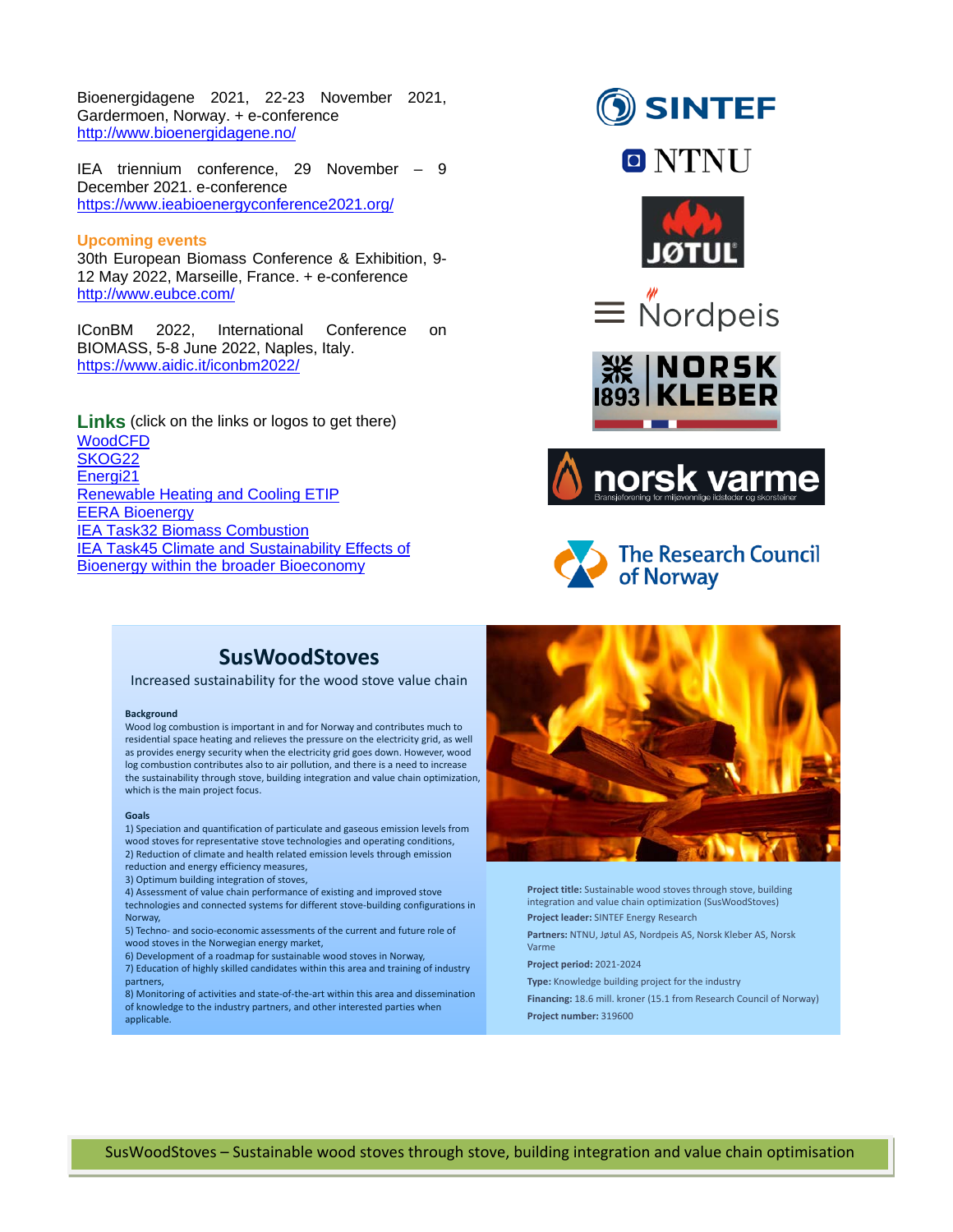Bioenergidagene 2021, 22-23 November 2021, Gardermoen, Norway. + e-conference
http://www.bioenergidagene.no/

IEA triennium conference, 29 November – 9 December 2021. e-conference
https://www.ieabioenergyconference2021.org/

**Upcoming events**

30th European Biomass Conference & Exhibition, 9-12 May 2022, Marseille, France. + e-conference
http://www.eubce.com/

IConBM 2022, International Conference on BIOMASS, 5-8 June 2022, Naples, Italy.
https://www.aidic.it/iconbm2022/

**Links** (click on the links or logos to get there)

WoodCFD
SKOG22
Energi21
Renewable Heating and Cooling ETIP
EERA Bioenergy
IEA Task32 Biomass Combustion
IEA Task45 Climate and Sustainability Effects of Bioenergy within the broader Bioeconomy

SINTEF

NTNU

JØTUL

Nordpeis

NORSK KLEBER 1893

norsk varme
Bransjeforening for miljøvennlige ildsteder og skorsteiner

The Research Council of Norway

## SusWoodStoves

Increased sustainability for the wood stove value chain

**Background**

Wood log combustion is important in and for Norway and contributes much to residential space heating and relieves the pressure on the electricity grid, as well as provides energy security when the electricity grid goes down. However, wood log combustion contributes also to air pollution, and there is a need to increase the sustainability through stove, building integration and value chain optimization, which is the main project focus.

**Goals**

1) Speciation and quantification of particulate and gaseous emission levels from wood stoves for representative stove technologies and operating conditions,
2) Reduction of climate and health related emission levels through emission reduction and energy efficiency measures,
3) Optimum building integration of stoves,
4) Assessment of value chain performance of existing and improved stove technologies and connected systems for different stove-building configurations in Norway,
5) Techno- and socio-economic assessments of the current and future role of wood stoves in the Norwegian energy market,
6) Development of a roadmap for sustainable wood stoves in Norway,
7) Education of highly skilled candidates within this area and training of industry partners,
8) Monitoring of activities and state-of-the-art within this area and dissemination of knowledge to the industry partners, and other interested parties when applicable.

**Project title:** Sustainable wood stoves through stove, building integration and value chain optimization (SusWoodStoves)

**Project leader:** SINTEF Energy Research

**Partners:** NTNU, Jøtul AS, Nordpeis AS, Norsk Kleber AS, Norsk Varme

**Project period:** 2021-2024

**Type:** Knowledge building project for the industry

**Financing:** 18.6 mill. kroner (15.1 from Research Council of Norway)

**Project number:** 319600